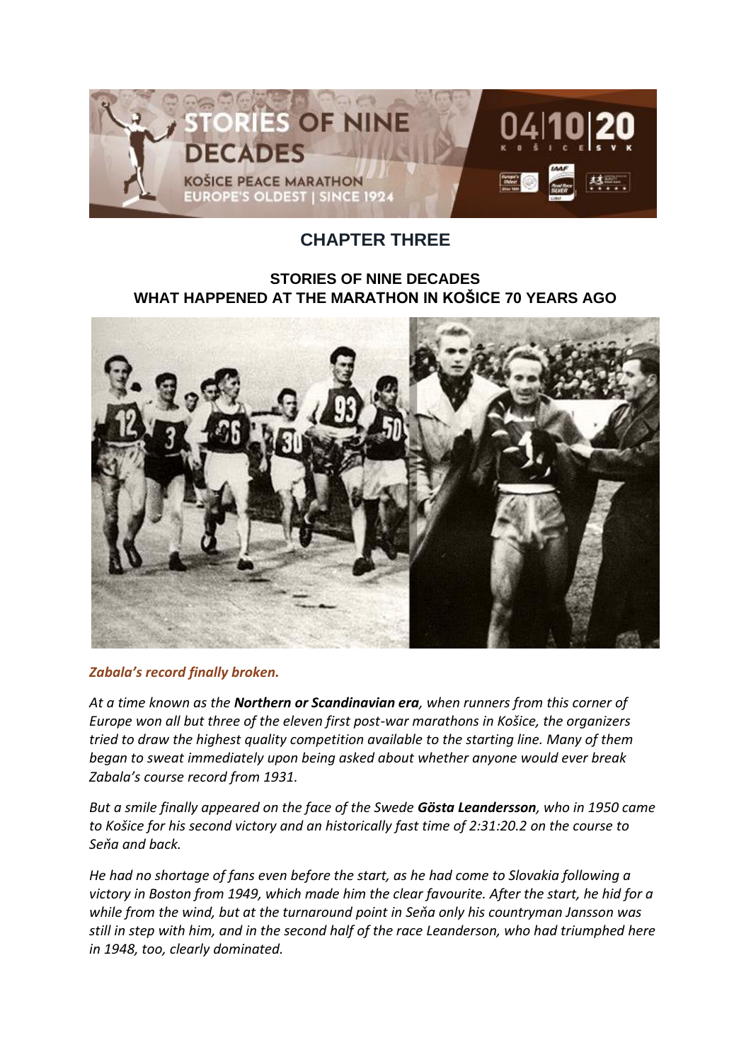## CHAPTER THREE

### STORIES OF NINE DECADES
### WHAT HAPPENED AT THE MARATHON IN KOŠICE 70 YEARS AGO

***Zabala's record finally broken.***

*At a time known as the **Northern or Scandinavian era**, when runners from this corner of Europe won all but three of the eleven first post-war marathons in Košice, the organizers tried to draw the highest quality competition available to the starting line. Many of them began to sweat immediately upon being asked about whether anyone would ever break Zabala's course record from 1931.*

*But a smile finally appeared on the face of the Swede **Gösta Leandersson**, who in 1950 came to Košice for his second victory and an historically fast time of 2:31:20.2 on the course to Seňa and back.*

*He had no shortage of fans even before the start, as he had come to Slovakia following a victory in Boston from 1949, which made him the clear favourite. After the start, he hid for a while from the wind, but at the turnaround point in Seňa only his countryman Jansson was still in step with him, and in the second half of the race Leanderson, who had triumphed here in 1948, too, clearly dominated.*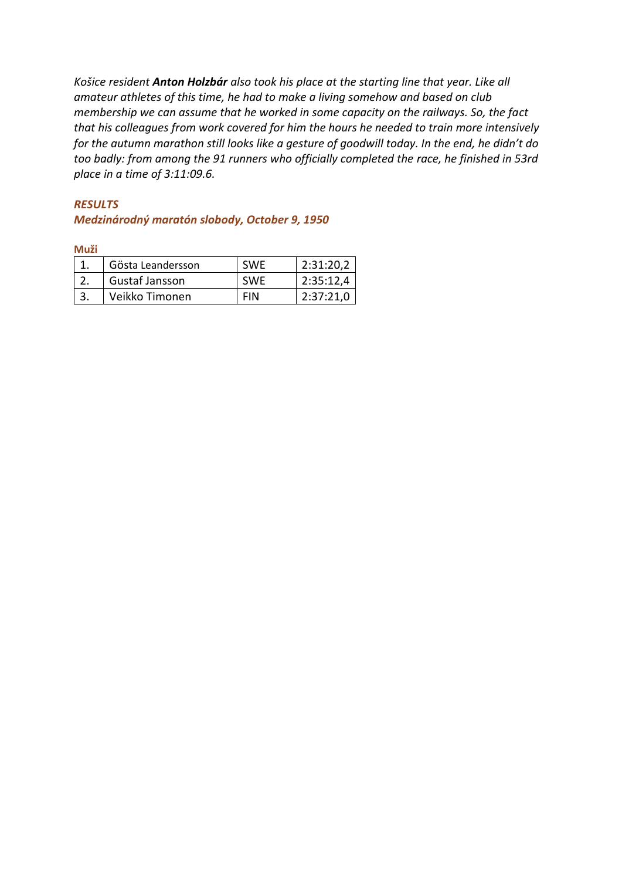*Košice resident **Anton Holzbár** also took his place at the starting line that year. Like all amateur athletes of this time, he had to make a living somehow and based on club membership we can assume that he worked in some capacity on the railways. So, the fact that his colleagues from work covered for him the hours he needed to train more intensively for the autumn marathon still looks like a gesture of goodwill today. In the end, he didn't do too badly: from among the 91 runners who officially completed the race, he finished in 53rd place in a time of 3:11:09.6.*

### *RESULTS*
### *Medzinárodný maratón slobody, October 9, 1950*

**Muži**

| | | | |
|---|---|---|---|
| 1. | Gösta Leandersson | SWE | 2:31:20,2 |
| 2. | Gustaf Jansson | SWE | 2:35:12,4 |
| 3. | Veikko Timonen | FIN | 2:37:21,0 |